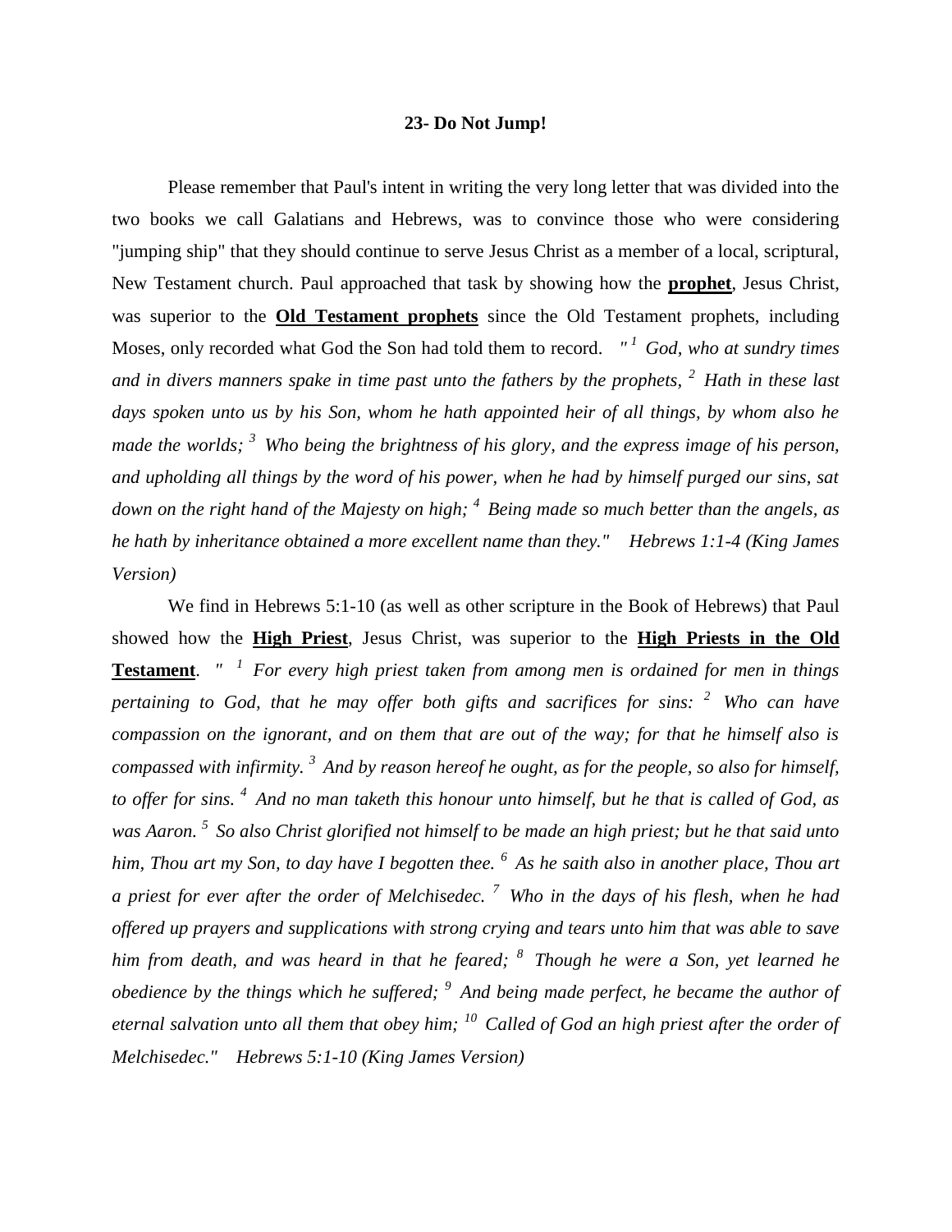**23- Do Not Jump!**

Please remember that Paul's intent in writing the very long letter that was divided into the two books we call Galatians and Hebrews, was to convince those who were considering "jumping ship" that they should continue to serve Jesus Christ as a member of a local, scriptural, New Testament church. Paul approached that task by showing how the **prophet**, Jesus Christ, was superior to the **Old Testament prophets** since the Old Testament prophets, including Moses, only recorded what God the Son had told them to record. *"[1] God, who at sundry times and in divers manners spake in time past unto the fathers by the prophets, [2] Hath in these last days spoken unto us by his Son, whom he hath appointed heir of all things, by whom also he made the worlds; [3] Who being the brightness of his glory, and the express image of his person, and upholding all things by the word of his power, when he had by himself purged our sins, sat down on the right hand of the Majesty on high; [4] Being made so much better than the angels, as he hath by inheritance obtained a more excellent name than they." Hebrews 1:1-4 (King James Version)*

We find in Hebrews 5:1-10 (as well as other scripture in the Book of Hebrews) that Paul showed how the **High Priest**, Jesus Christ, was superior to the **High Priests in the Old Testament**. *" [1] For every high priest taken from among men is ordained for men in things pertaining to God, that he may offer both gifts and sacrifices for sins: [2] Who can have compassion on the ignorant, and on them that are out of the way; for that he himself also is compassed with infirmity. [3] And by reason hereof he ought, as for the people, so also for himself, to offer for sins. [4] And no man taketh this honour unto himself, but he that is called of God, as was Aaron. [5] So also Christ glorified not himself to be made an high priest; but he that said unto him, Thou art my Son, to day have I begotten thee. [6] As he saith also in another place, Thou art a priest for ever after the order of Melchisedec. [7] Who in the days of his flesh, when he had offered up prayers and supplications with strong crying and tears unto him that was able to save him from death, and was heard in that he feared; [8] Though he were a Son, yet learned he obedience by the things which he suffered; [9] And being made perfect, he became the author of eternal salvation unto all them that obey him; [10] Called of God an high priest after the order of Melchisedec." Hebrews 5:1-10 (King James Version)*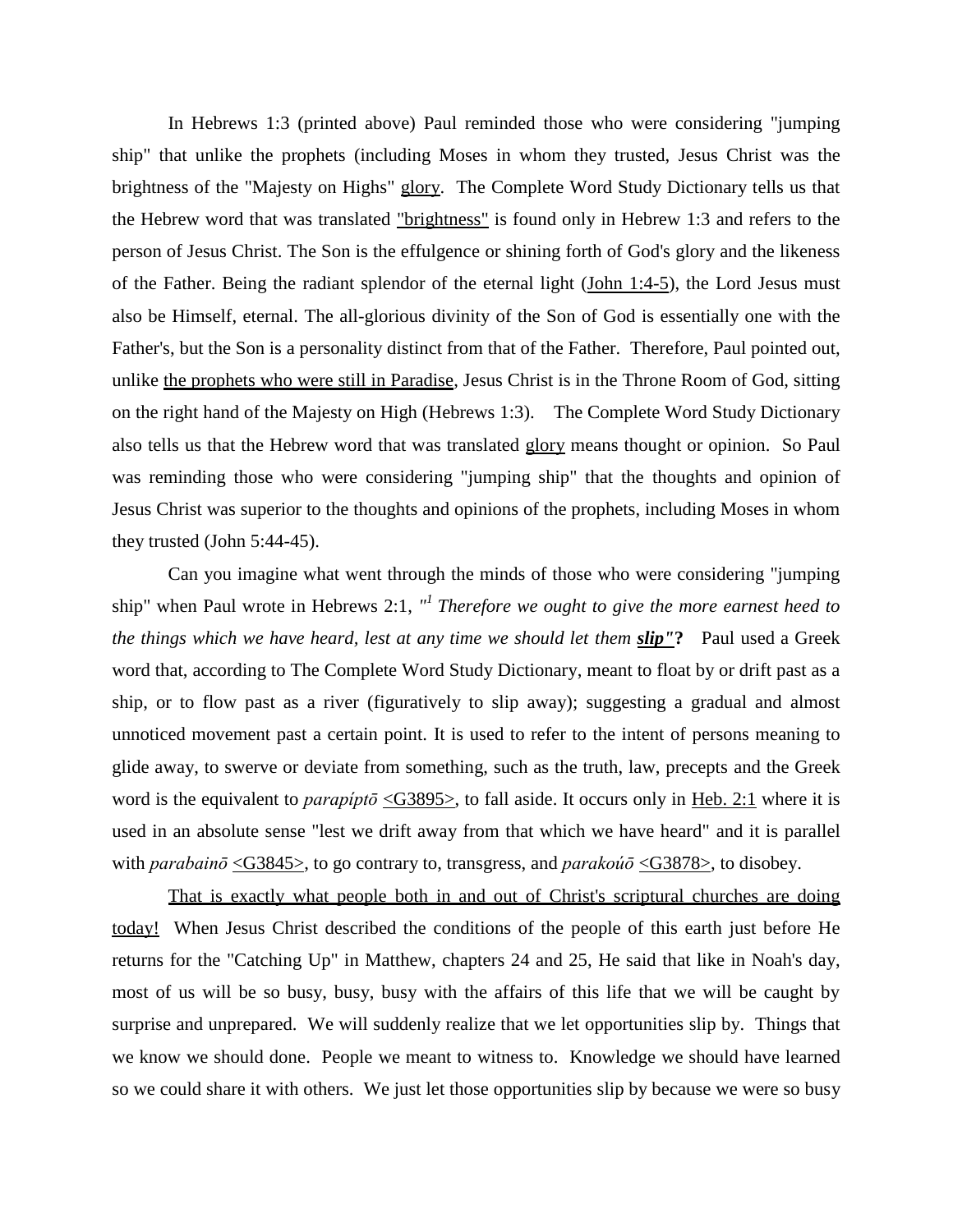In Hebrews 1:3 (printed above) Paul reminded those who were considering "jumping ship" that unlike the prophets (including Moses in whom they trusted, Jesus Christ was the brightness of the "Majesty on Highs" glory. The Complete Word Study Dictionary tells us that the Hebrew word that was translated "brightness" is found only in Hebrew 1:3 and refers to the person of Jesus Christ. The Son is the effulgence or shining forth of God's glory and the likeness of the Father. Being the radiant splendor of the eternal light (John 1:4-5), the Lord Jesus must also be Himself, eternal. The all-glorious divinity of the Son of God is essentially one with the Father's, but the Son is a personality distinct from that of the Father. Therefore, Paul pointed out, unlike the prophets who were still in Paradise, Jesus Christ is in the Throne Room of God, sitting on the right hand of the Majesty on High (Hebrews 1:3). The Complete Word Study Dictionary also tells us that the Hebrew word that was translated glory means thought or opinion. So Paul was reminding those who were considering "jumping ship" that the thoughts and opinion of Jesus Christ was superior to the thoughts and opinions of the prophets, including Moses in whom they trusted (John 5:44-45).

Can you imagine what went through the minds of those who were considering "jumping ship" when Paul wrote in Hebrews 2:1, *"[1] Therefore we ought to give the more earnest heed to the things which we have heard, lest at any time we should let them* ***slip"*****?** Paul used a Greek word that, according to The Complete Word Study Dictionary, meant to float by or drift past as a ship, or to flow past as a river (figuratively to slip away); suggesting a gradual and almost unnoticed movement past a certain point. It is used to refer to the intent of persons meaning to glide away, to swerve or deviate from something, such as the truth, law, precepts and the Greek word is the equivalent to *parapíptō* <G3895>, to fall aside. It occurs only in Heb. 2:1 where it is used in an absolute sense "lest we drift away from that which we have heard" and it is parallel with *parabainō* <G3845>, to go contrary to, transgress, and *parakoúō* <G3878>, to disobey.

That is exactly what people both in and out of Christ's scriptural churches are doing today! When Jesus Christ described the conditions of the people of this earth just before He returns for the "Catching Up" in Matthew, chapters 24 and 25, He said that like in Noah's day, most of us will be so busy, busy, busy with the affairs of this life that we will be caught by surprise and unprepared. We will suddenly realize that we let opportunities slip by. Things that we know we should done. People we meant to witness to. Knowledge we should have learned so we could share it with others. We just let those opportunities slip by because we were so busy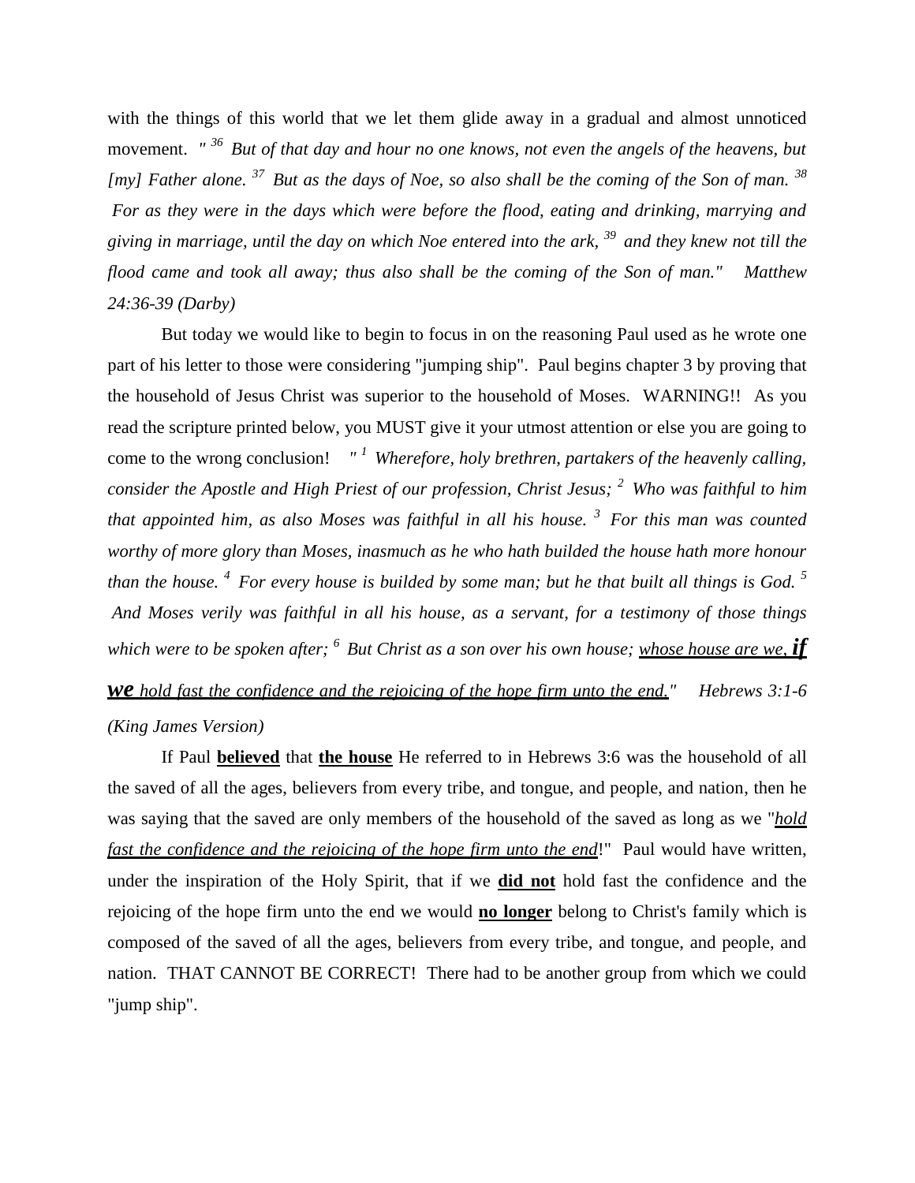with the things of this world that we let them glide away in a gradual and almost unnoticed movement. *" [36] But of that day and hour no one knows, not even the angels of the heavens, but [my] Father alone. [37] But as the days of Noe, so also shall be the coming of the Son of man. [38] For as they were in the days which were before the flood, eating and drinking, marrying and giving in marriage, until the day on which Noe entered into the ark, [39] and they knew not till the flood came and took all away; thus also shall be the coming of the Son of man." Matthew 24:36-39 (Darby)*

But today we would like to begin to focus in on the reasoning Paul used as he wrote one part of his letter to those were considering "jumping ship". Paul begins chapter 3 by proving that the household of Jesus Christ was superior to the household of Moses. WARNING!! As you read the scripture printed below, you MUST give it your utmost attention or else you are going to come to the wrong conclusion! *" [1] Wherefore, holy brethren, partakers of the heavenly calling, consider the Apostle and High Priest of our profession, Christ Jesus; [2] Who was faithful to him that appointed him, as also Moses was faithful in all his house. [3] For this man was counted worthy of more glory than Moses, inasmuch as he who hath builded the house hath more honour than the house. [4] For every house is builded by some man; but he that built all things is God. [5] And Moses verily was faithful in all his house, as a servant, for a testimony of those things which were to be spoken after; [6] But Christ as a son over his own house; <u>whose house are we, **if we** hold fast the confidence and the rejoicing of the hope firm unto the end."</u> Hebrews 3:1-6 (King James Version)*

If Paul **<u>believed</u>** that **<u>the house</u>** He referred to in Hebrews 3:6 was the household of all the saved of all the ages, believers from every tribe, and tongue, and people, and nation, then he was saying that the saved are only members of the household of the saved as long as we "*<u>hold fast the confidence and the rejoicing of the hope firm unto the end</u>*!" Paul would have written, under the inspiration of the Holy Spirit, that if we **<u>did not</u>** hold fast the confidence and the rejoicing of the hope firm unto the end we would **<u>no longer</u>** belong to Christ's family which is composed of the saved of all the ages, believers from every tribe, and tongue, and people, and nation. THAT CANNOT BE CORRECT! There had to be another group from which we could "jump ship".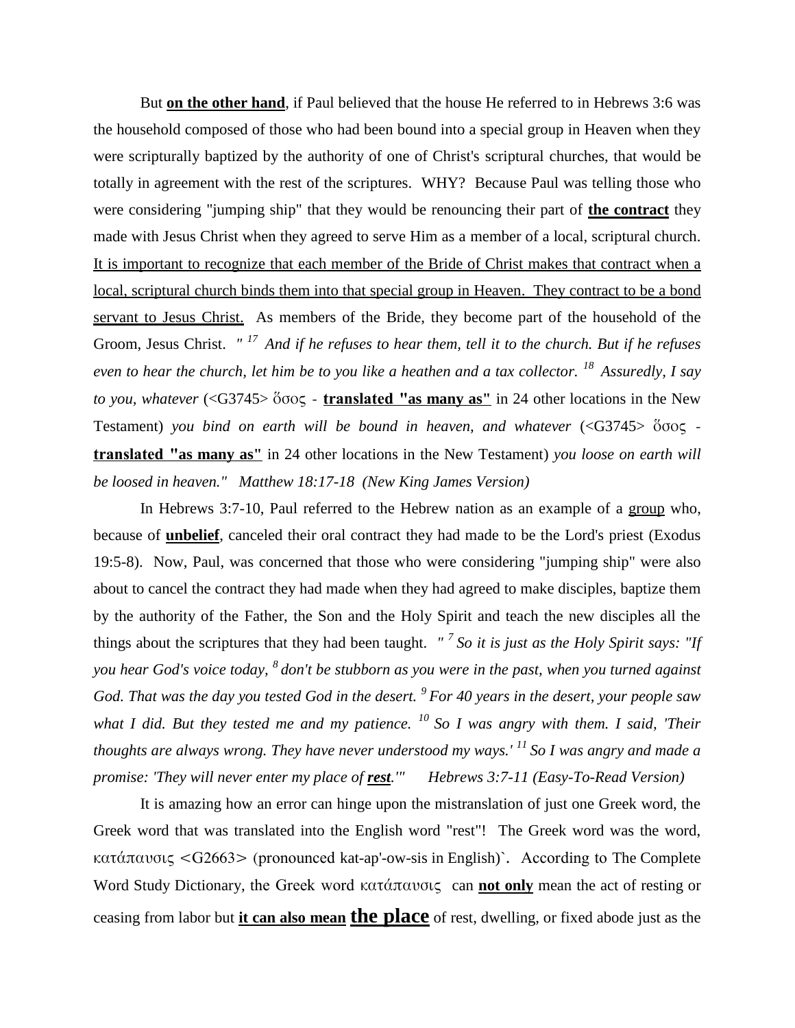But **<u>on the other hand</u>**, if Paul believed that the house He referred to in Hebrews 3:6 was the household composed of those who had been bound into a special group in Heaven when they were scripturally baptized by the authority of one of Christ's scriptural churches, that would be totally in agreement with the rest of the scriptures. WHY? Because Paul was telling those who were considering "jumping ship" that they would be renouncing their part of **<u>the contract</u>** they made with Jesus Christ when they agreed to serve Him as a member of a local, scriptural church. <u>It is important to recognize that each member of the Bride of Christ makes that contract when a local, scriptural church binds them into that special group in Heaven. They contract to be a bond servant to Jesus Christ.</u> As members of the Bride, they become part of the household of the Groom, Jesus Christ. *" [17] And if he refuses to hear them, tell it to the church. But if he refuses even to hear the church, let him be to you like a heathen and a tax collector. [18] Assuredly, I say to you, whatever* (<G3745> ὅσος - **<u>translated "as many as"</u>** in 24 other locations in the New Testament) *you bind on earth will be bound in heaven, and whatever* (<G3745> ὅσος - **<u>translated "as many as"</u>** in 24 other locations in the New Testament) *you loose on earth will be loosed in heaven." Matthew 18:17-18 (New King James Version)*

In Hebrews 3:7-10, Paul referred to the Hebrew nation as an example of a <u>group</u> who, because of **<u>unbelief</u>**, canceled their oral contract they had made to be the Lord's priest (Exodus 19:5-8). Now, Paul, was concerned that those who were considering "jumping ship" were also about to cancel the contract they had made when they had agreed to make disciples, baptize them by the authority of the Father, the Son and the Holy Spirit and teach the new disciples all the things about the scriptures that they had been taught. *" [7] So it is just as the Holy Spirit says: "If you hear God's voice today, [8] don't be stubborn as you were in the past, when you turned against God. That was the day you tested God in the desert. [9] For 40 years in the desert, your people saw what I did. But they tested me and my patience. [10] So I was angry with them. I said, 'Their thoughts are always wrong. They have never understood my ways.' [11] So I was angry and made a promise: 'They will never enter my place of **<u>rest</u>**.'" Hebrews 3:7-11 (Easy-To-Read Version)*

It is amazing how an error can hinge upon the mistranslation of just one Greek word, the Greek word that was translated into the English word "rest"! The Greek word was the word, κατάπαυσις <G2663> (pronounced kat-ap'-ow-sis in English)`. According to The Complete Word Study Dictionary, the Greek word κατάπαυσις can **<u>not only</u>** mean the act of resting or ceasing from labor but **<u>it can also mean</u>** **<u>the place</u>** of rest, dwelling, or fixed abode just as the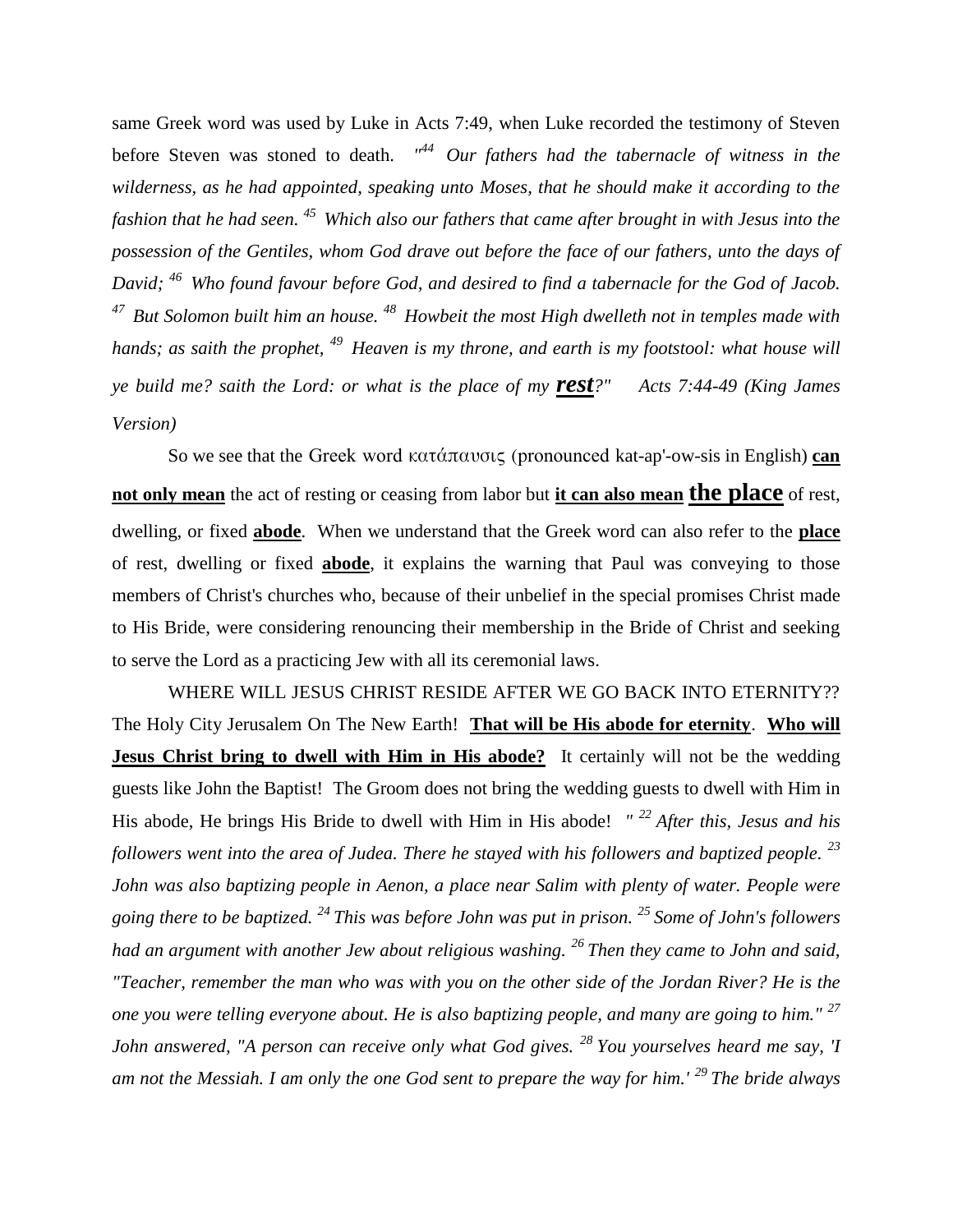same Greek word was used by Luke in Acts 7:49, when Luke recorded the testimony of Steven before Steven was stoned to death. *"[44] Our fathers had the tabernacle of witness in the wilderness, as he had appointed, speaking unto Moses, that he should make it according to the fashion that he had seen. [45] Which also our fathers that came after brought in with Jesus into the possession of the Gentiles, whom God drave out before the face of our fathers, unto the days of David; [46] Who found favour before God, and desired to find a tabernacle for the God of Jacob. [47] But Solomon built him an house. [48] Howbeit the most High dwelleth not in temples made with hands; as saith the prophet, [49] Heaven is my throne, and earth is my footstool: what house will ye build me? saith the Lord: or what is the place of my* ***rest****?" Acts 7:44-49 (King James Version)*

So we see that the Greek word κατάπαυσις (pronounced kat-ap'-ow-sis in English) **can not only mean** the act of resting or ceasing from labor but **it can also mean the place** of rest, dwelling, or fixed **abode**. When we understand that the Greek word can also refer to the **place** of rest, dwelling or fixed **abode**, it explains the warning that Paul was conveying to those members of Christ's churches who, because of their unbelief in the special promises Christ made to His Bride, were considering renouncing their membership in the Bride of Christ and seeking to serve the Lord as a practicing Jew with all its ceremonial laws.

WHERE WILL JESUS CHRIST RESIDE AFTER WE GO BACK INTO ETERNITY?? The Holy City Jerusalem On The New Earth! **That will be His abode for eternity**. **Who will Jesus Christ bring to dwell with Him in His abode?** It certainly will not be the wedding guests like John the Baptist! The Groom does not bring the wedding guests to dwell with Him in His abode, He brings His Bride to dwell with Him in His abode! *" [22] After this, Jesus and his followers went into the area of Judea. There he stayed with his followers and baptized people. [23] John was also baptizing people in Aenon, a place near Salim with plenty of water. People were going there to be baptized. [24] This was before John was put in prison. [25] Some of John's followers had an argument with another Jew about religious washing. [26] Then they came to John and said, "Teacher, remember the man who was with you on the other side of the Jordan River? He is the one you were telling everyone about. He is also baptizing people, and many are going to him." [27] John answered, "A person can receive only what God gives. [28] You yourselves heard me say, 'I am not the Messiah. I am only the one God sent to prepare the way for him.' [29] The bride always*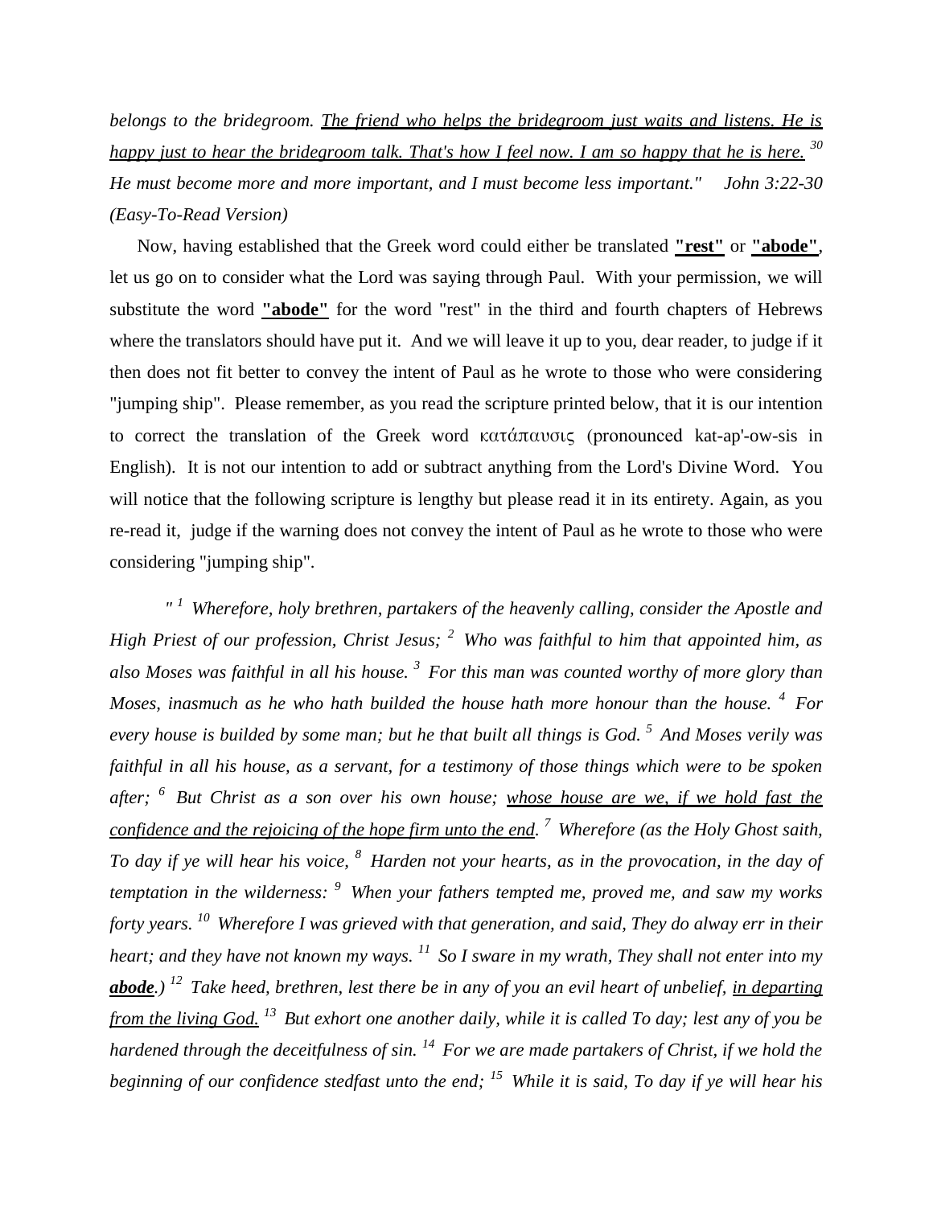*belongs to the bridegroom. <u>The friend who helps the bridegroom just waits and listens. He is happy just to hear the bridegroom talk. That's how I feel now. I am so happy that he is here.</u> [30] He must become more and more important, and I must become less important." John 3:22-30 (Easy-To-Read Version)*

Now, having established that the Greek word could either be translated **<u>"rest"</u>** or **<u>"abode"</u>**, let us go on to consider what the Lord was saying through Paul. With your permission, we will substitute the word **<u>"abode"</u>** for the word "rest" in the third and fourth chapters of Hebrews where the translators should have put it. And we will leave it up to you, dear reader, to judge if it then does not fit better to convey the intent of Paul as he wrote to those who were considering "jumping ship". Please remember, as you read the scripture printed below, that it is our intention to correct the translation of the Greek word κατάπαυσις (pronounced kat-ap'-ow-sis in English). It is not our intention to add or subtract anything from the Lord's Divine Word. You will notice that the following scripture is lengthy but please read it in its entirety. Again, as you re-read it, judge if the warning does not convey the intent of Paul as he wrote to those who were considering "jumping ship".

*" [1] Wherefore, holy brethren, partakers of the heavenly calling, consider the Apostle and High Priest of our profession, Christ Jesus; [2] Who was faithful to him that appointed him, as also Moses was faithful in all his house. [3] For this man was counted worthy of more glory than Moses, inasmuch as he who hath builded the house hath more honour than the house. [4] For every house is builded by some man; but he that built all things is God. [5] And Moses verily was faithful in all his house, as a servant, for a testimony of those things which were to be spoken after; [6] But Christ as a son over his own house; <u>whose house are we, if we hold fast the confidence and the rejoicing of the hope firm unto the end</u>. [7] Wherefore (as the Holy Ghost saith, To day if ye will hear his voice, [8] Harden not your hearts, as in the provocation, in the day of temptation in the wilderness: [9] When your fathers tempted me, proved me, and saw my works forty years. [10] Wherefore I was grieved with that generation, and said, They do alway err in their heart; and they have not known my ways. [11] So I sware in my wrath, They shall not enter into my **<u>abode</u>**.) [12] Take heed, brethren, lest there be in any of you an evil heart of unbelief, <u>in departing from the living God.</u> [13] But exhort one another daily, while it is called To day; lest any of you be hardened through the deceitfulness of sin. [14] For we are made partakers of Christ, if we hold the beginning of our confidence stedfast unto the end; [15] While it is said, To day if ye will hear his*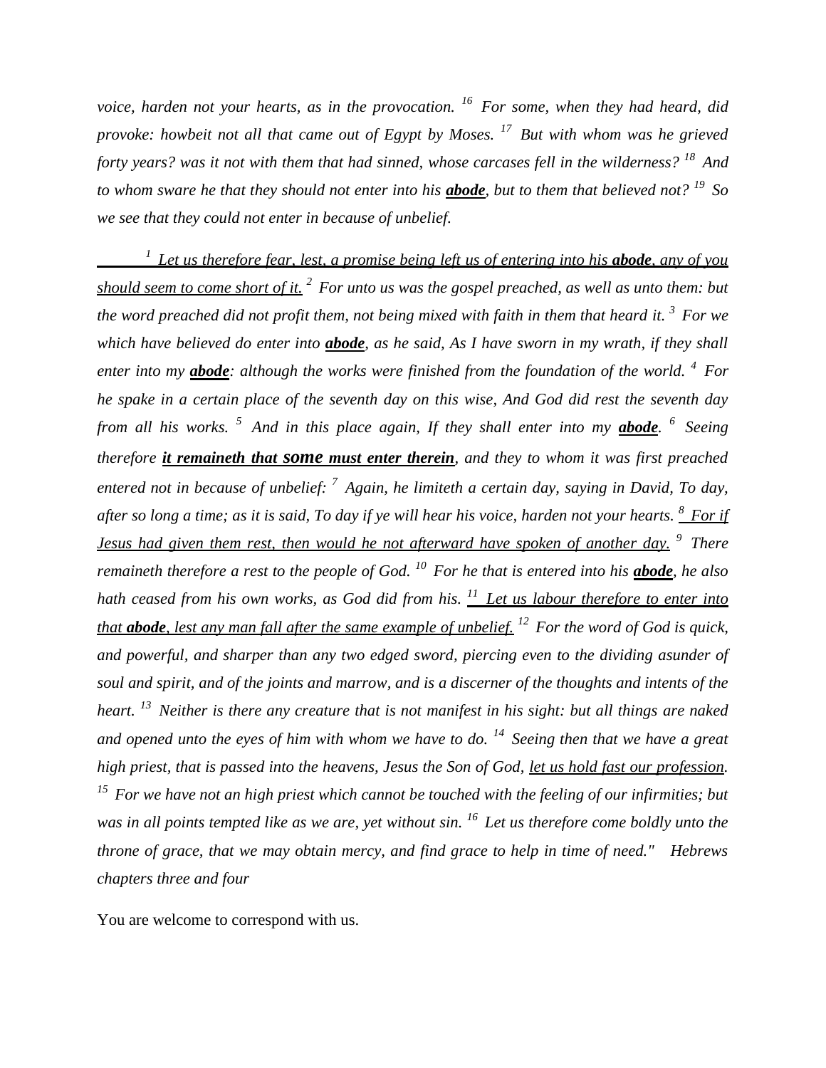*voice, harden not your hearts, as in the provocation. [16] For some, when they had heard, did provoke: howbeit not all that came out of Egypt by Moses. [17] But with whom was he grieved forty years? was it not with them that had sinned, whose carcases fell in the wilderness? [18] And to whom sware he that they should not enter into his* ***abode****, but to them that believed not? [19] So we see that they could not enter in because of unbelief.*

*[1] Let us therefore fear, lest, a promise being left us of entering into his* ***abode****, any of you should seem to come short of it. [2] For unto us was the gospel preached, as well as unto them: but the word preached did not profit them, not being mixed with faith in them that heard it. [3] For we which have believed do enter into* ***abode****, as he said, As I have sworn in my wrath, if they shall enter into my* ***abode****: although the works were finished from the foundation of the world. [4] For he spake in a certain place of the seventh day on this wise, And God did rest the seventh day from all his works. [5] And in this place again, If they shall enter into my* ***abode****. [6] Seeing therefore* ***it remaineth that some must enter therein****, and they to whom it was first preached entered not in because of unbelief: [7] Again, he limiteth a certain day, saying in David, To day, after so long a time; as it is said, To day if ye will hear his voice, harden not your hearts. [8] For if Jesus had given them rest, then would he not afterward have spoken of another day. [9] There remaineth therefore a rest to the people of God. [10] For he that is entered into his* ***abode****, he also hath ceased from his own works, as God did from his. [11] Let us labour therefore to enter into that* ***abode****, lest any man fall after the same example of unbelief. [12] For the word of God is quick, and powerful, and sharper than any two edged sword, piercing even to the dividing asunder of soul and spirit, and of the joints and marrow, and is a discerner of the thoughts and intents of the heart. [13] Neither is there any creature that is not manifest in his sight: but all things are naked and opened unto the eyes of him with whom we have to do. [14] Seeing then that we have a great high priest, that is passed into the heavens, Jesus the Son of God, let us hold fast our profession. [15] For we have not an high priest which cannot be touched with the feeling of our infirmities; but was in all points tempted like as we are, yet without sin. [16] Let us therefore come boldly unto the throne of grace, that we may obtain mercy, and find grace to help in time of need." Hebrews chapters three and four*

You are welcome to correspond with us.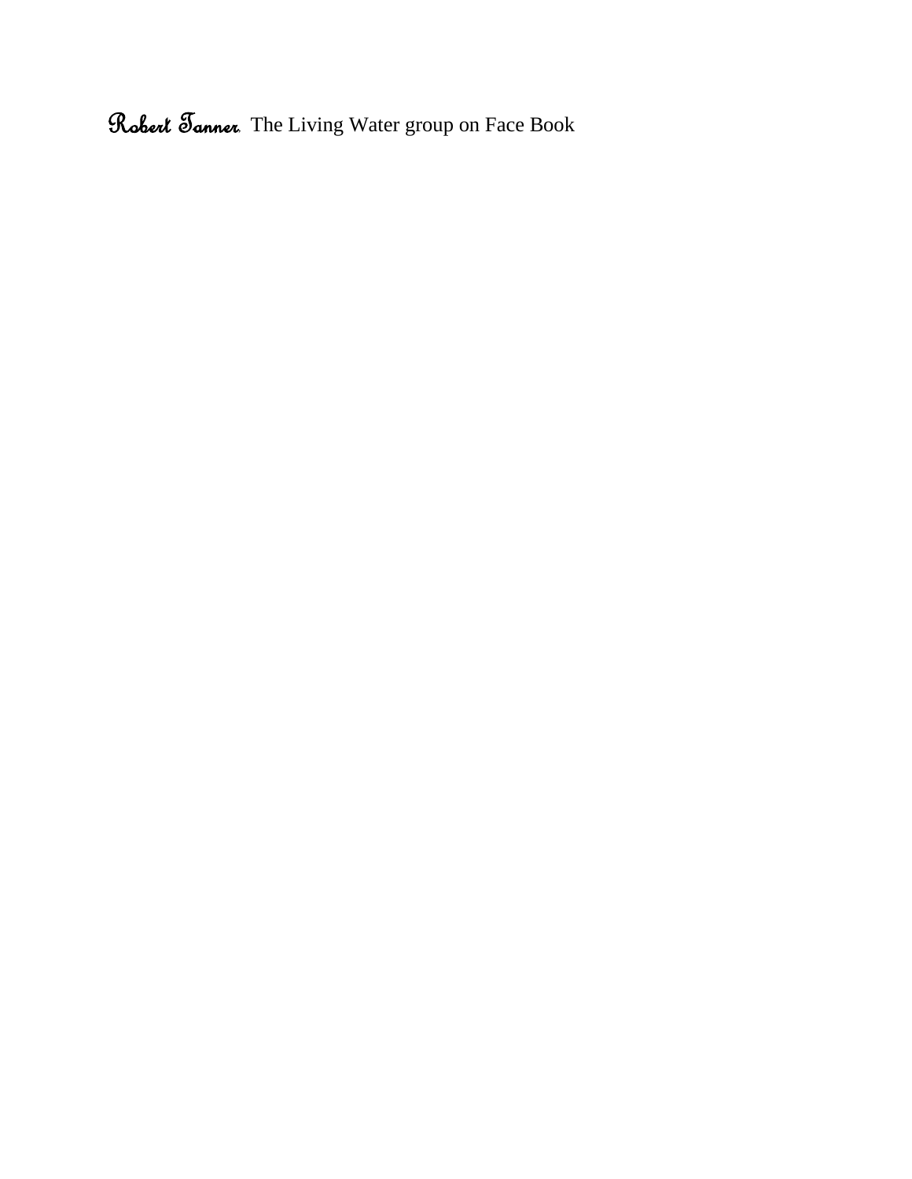*Robert Tanner*. The Living Water group on Face Book